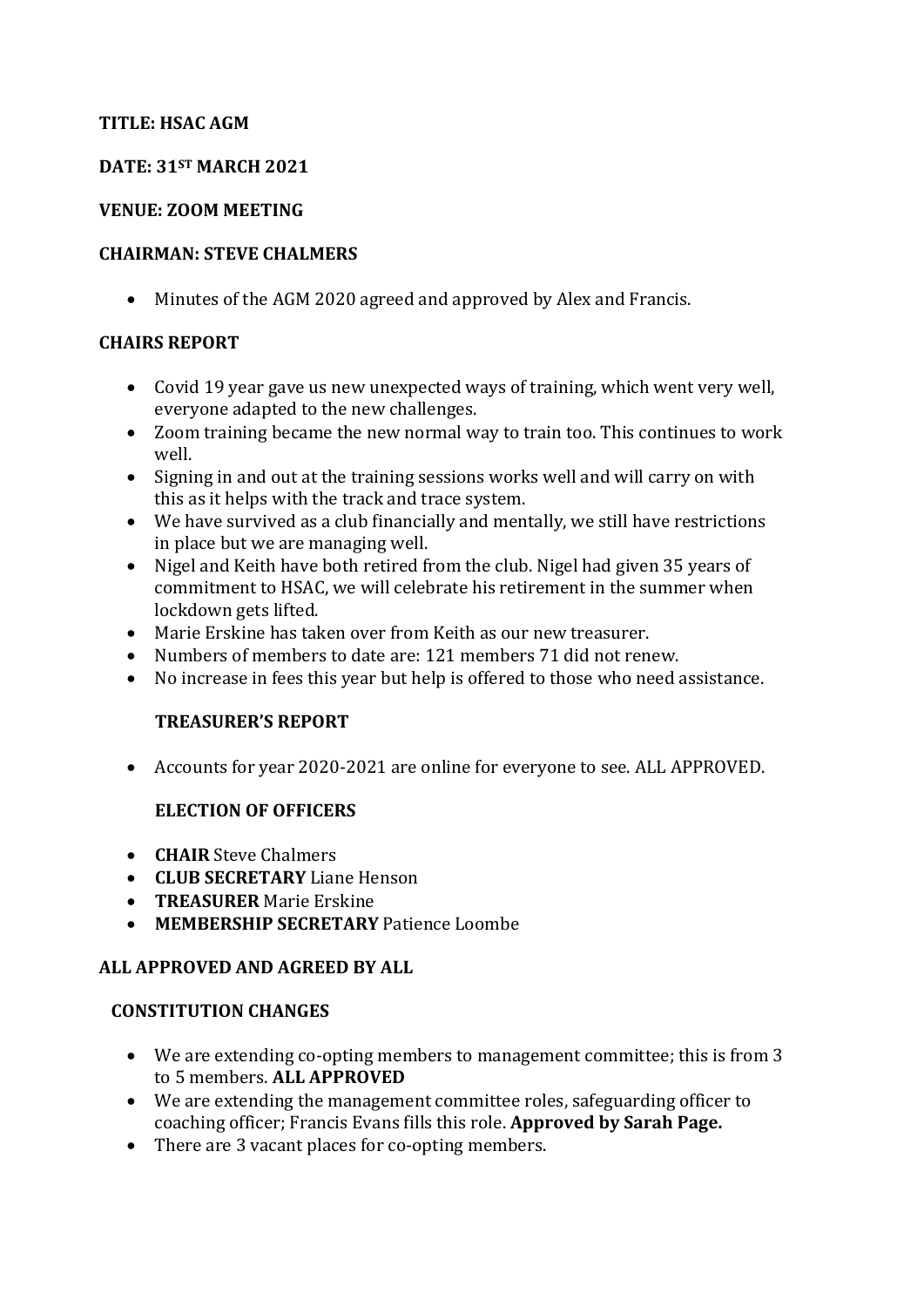**TITLE: HSAC AGM**

**DATE: 31ST MARCH 2021**

**VENUE: ZOOM MEETING**

**CHAIRMAN: STEVE CHALMERS**

- Minutes of the AGM 2020 agreed and approved by Alex and Francis.

## CHAIRS REPORT

- Covid 19 year gave us new unexpected ways of training, which went very well, everyone adapted to the new challenges.
- Zoom training became the new normal way to train too. This continues to work well.
- Signing in and out at the training sessions works well and will carry on with this as it helps with the track and trace system.
- We have survived as a club financially and mentally, we still have restrictions in place but we are managing well.
- Nigel and Keith have both retired from the club. Nigel had given 35 years of commitment to HSAC, we will celebrate his retirement in the summer when lockdown gets lifted.
- Marie Erskine has taken over from Keith as our new treasurer.
- Numbers of members to date are: 121 members 71 did not renew.
- No increase in fees this year but help is offered to those who need assistance.

## TREASURER'S REPORT

- Accounts for year 2020-2021 are online for everyone to see. ALL APPROVED.

## ELECTION OF OFFICERS

- **CHAIR** Steve Chalmers
- **CLUB SECRETARY** Liane Henson
- **TREASURER** Marie Erskine
- **MEMBERSHIP SECRETARY** Patience Loombe

**ALL APPROVED AND AGREED BY ALL**

## CONSTITUTION CHANGES

- We are extending co-opting members to management committee; this is from 3 to 5 members. **ALL APPROVED**
- We are extending the management committee roles, safeguarding officer to coaching officer; Francis Evans fills this role. **Approved by Sarah Page.**
- There are 3 vacant places for co-opting members.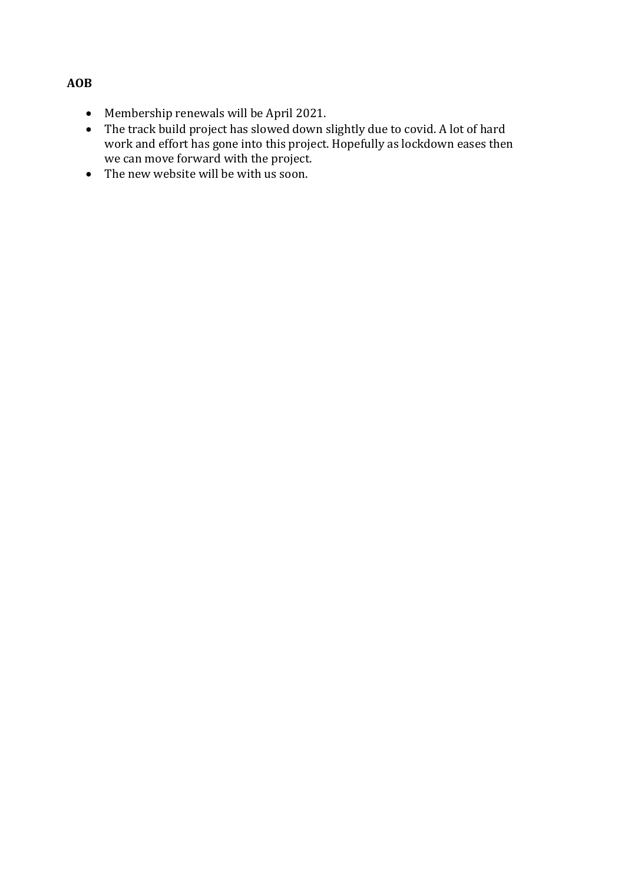**AOB**

- Membership renewals will be April 2021.
- The track build project has slowed down slightly due to covid. A lot of hard work and effort has gone into this project. Hopefully as lockdown eases then we can move forward with the project.
- The new website will be with us soon.